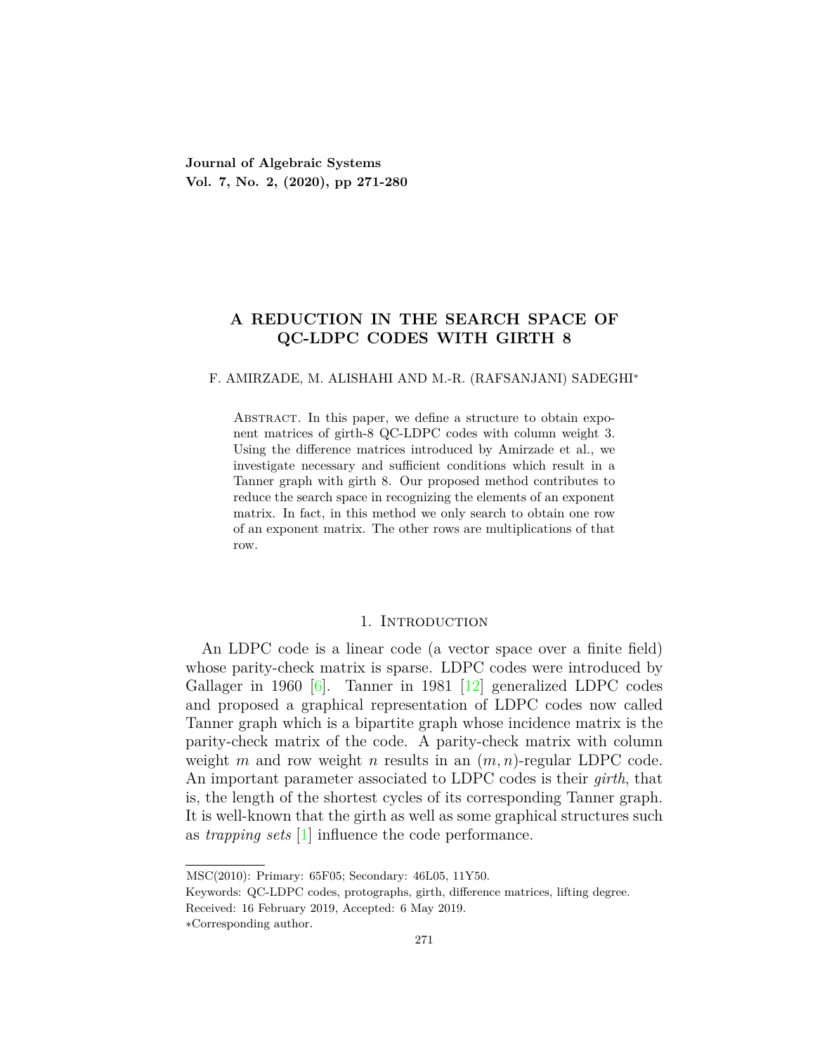# A REDUCTION IN THE SEARCH SPACE OF QC-LDPC CODES WITH GIRTH 8

F. AMIRZADE, M. ALISHAHI AND M.-R. (RAFSANJANI) SADEGHI*

Abstract. In this paper, we define a structure to obtain exponent matrices of girth-8 QC-LDPC codes with column weight 3. Using the difference matrices introduced by Amirzade et al., we investigate necessary and sufficient conditions which result in a Tanner graph with girth 8. Our proposed method contributes to reduce the search space in recognizing the elements of an exponent matrix. In fact, in this method we only search to obtain one row of an exponent matrix. The other rows are multiplications of that row.

## 1. Introduction

An LDPC code is a linear code (a vector space over a finite field) whose parity-check matrix is sparse. LDPC codes were introduced by Gallager in 1960 [6]. Tanner in 1981 [12] generalized LDPC codes and proposed a graphical representation of LDPC codes now called Tanner graph which is a bipartite graph whose incidence matrix is the parity-check matrix of the code. A parity-check matrix with column weight $m$ and row weight $n$ results in an $(m, n)$-regular LDPC code. An important parameter associated to LDPC codes is their *girth*, that is, the length of the shortest cycles of its corresponding Tanner graph. It is well-known that the girth as well as some graphical structures such as *trapping sets* [1] influence the code performance.

MSC(2010): Primary: 65F05; Secondary: 46L05, 11Y50.

Keywords: QC-LDPC codes, protographs, girth, difference matrices, lifting degree.

Received: 16 February 2019, Accepted: 6 May 2019.

*Corresponding author.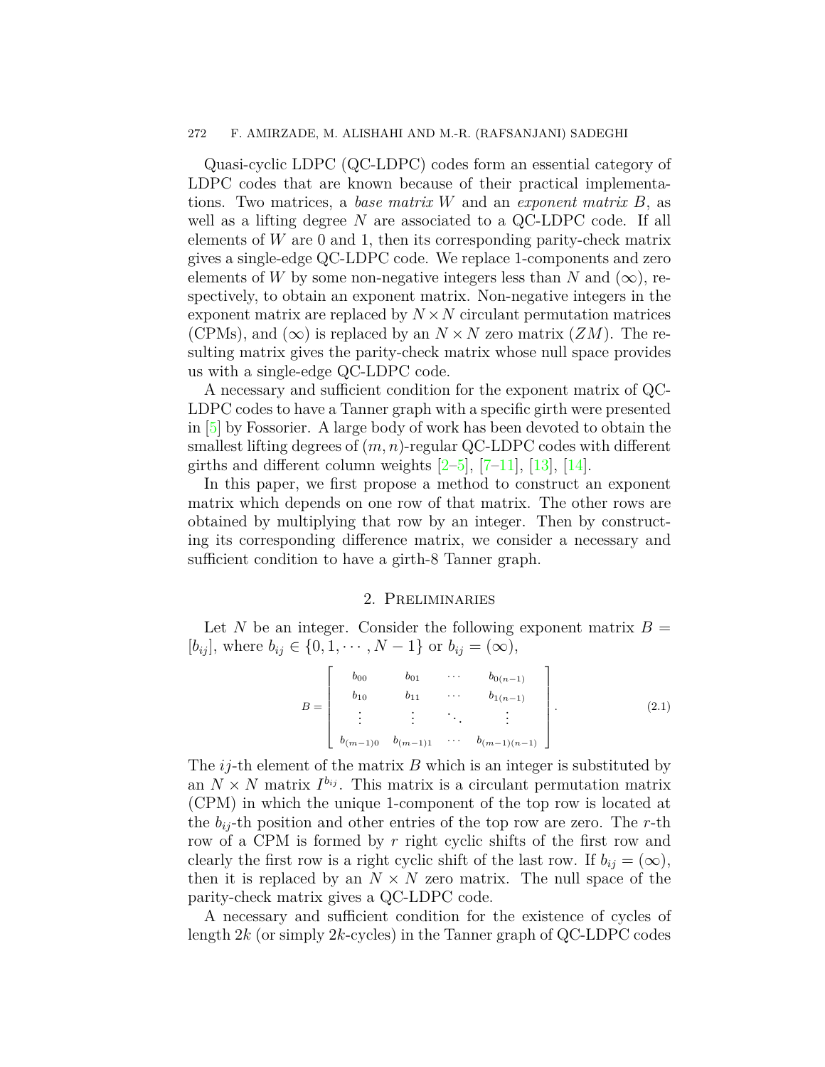Quasi-cyclic LDPC (QC-LDPC) codes form an essential category of LDPC codes that are known because of their practical implementations. Two matrices, a *base matrix* $W$ and an *exponent matrix* $B$, as well as a lifting degree $N$ are associated to a QC-LDPC code. If all elements of $W$ are 0 and 1, then its corresponding parity-check matrix gives a single-edge QC-LDPC code. We replace 1-components and zero elements of $W$ by some non-negative integers less than $N$ and $(\infty)$, respectively, to obtain an exponent matrix. Non-negative integers in the exponent matrix are replaced by $N\times N$ circulant permutation matrices (CPMs), and $(\infty)$ is replaced by an $N\times N$ zero matrix $(ZM)$. The resulting matrix gives the parity-check matrix whose null space provides us with a single-edge QC-LDPC code.

A necessary and sufficient condition for the exponent matrix of QC-LDPC codes to have a Tanner graph with a specific girth were presented in [5] by Fossorier. A large body of work has been devoted to obtain the smallest lifting degrees of $(m, n)$-regular QC-LDPC codes with different girths and different column weights [2–5], [7–11], [13], [14].

In this paper, we first propose a method to construct an exponent matrix which depends on one row of that matrix. The other rows are obtained by multiplying that row by an integer. Then by constructing its corresponding difference matrix, we consider a necessary and sufficient condition to have a girth-8 Tanner graph.

## 2. Preliminaries

Let $N$ be an integer. Consider the following exponent matrix $B = [b_{ij}]$, where $b_{ij} \in \{0, 1, \cdots, N-1\}$ or $b_{ij} = (\infty)$,

$$B = \begin{bmatrix} b_{00} & b_{01} & \cdots & b_{0(n-1)} \\ b_{10} & b_{11} & \cdots & b_{1(n-1)} \\ \vdots & \vdots & \ddots & \vdots \\ b_{(m-1)0} & b_{(m-1)1} & \cdots & b_{(m-1)(n-1)} \end{bmatrix}. \tag{2.1}$$

The $ij$-th element of the matrix $B$ which is an integer is substituted by an $N \times N$ matrix $I^{b_{ij}}$. This matrix is a circulant permutation matrix (CPM) in which the unique 1-component of the top row is located at the $b_{ij}$-th position and other entries of the top row are zero. The $r$-th row of a CPM is formed by $r$ right cyclic shifts of the first row and clearly the first row is a right cyclic shift of the last row. If $b_{ij} = (\infty)$, then it is replaced by an $N \times N$ zero matrix. The null space of the parity-check matrix gives a QC-LDPC code.

A necessary and sufficient condition for the existence of cycles of length $2k$ (or simply $2k$-cycles) in the Tanner graph of QC-LDPC codes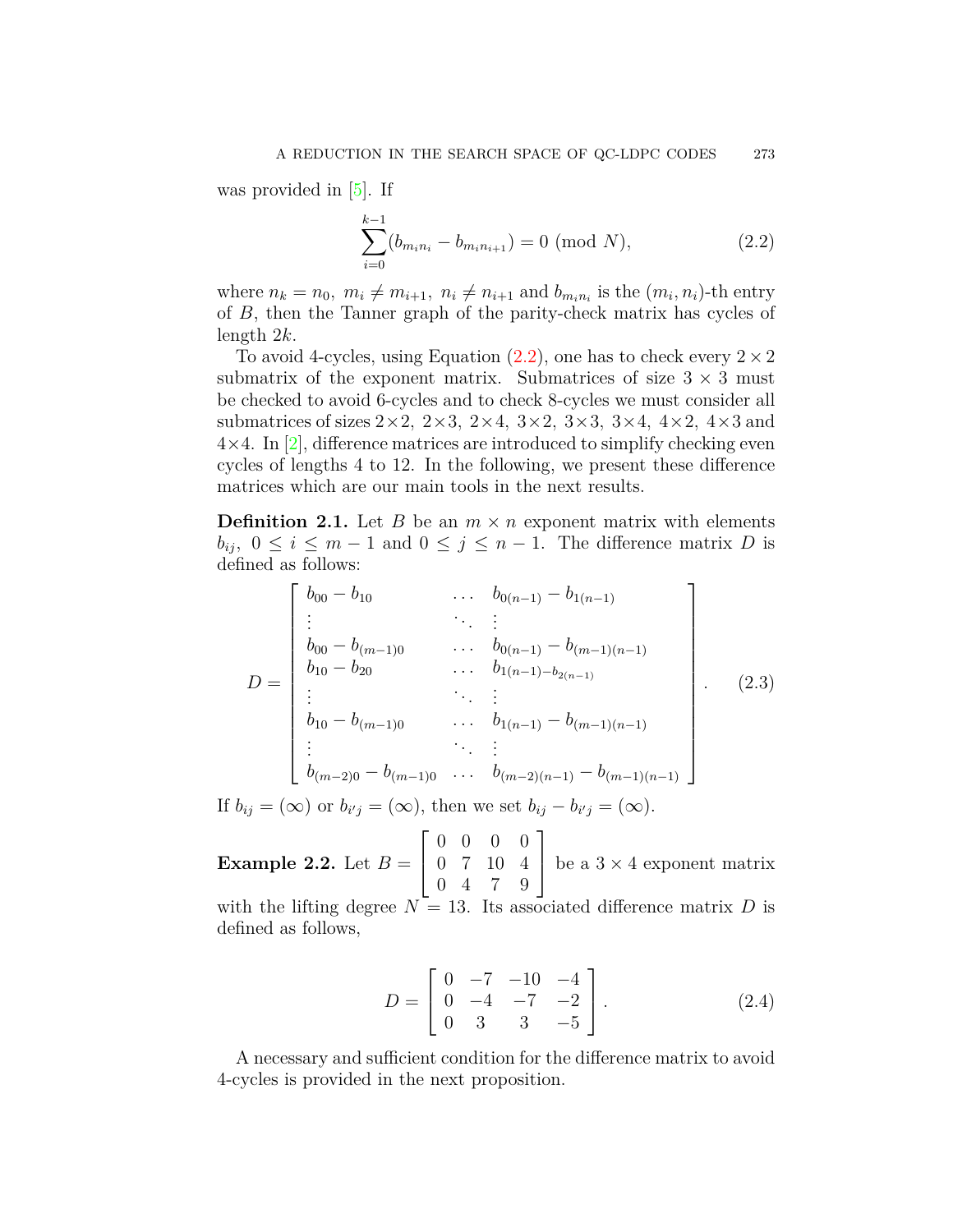was provided in [5]. If

$$\sum_{i=0}^{k-1}(b_{m_in_i} - b_{m_in_{i+1}}) = 0 \pmod N, \tag{2.2}$$

where $n_k = n_0,\ m_i \neq m_{i+1},\ n_i \neq n_{i+1}$ and $b_{m_in_i}$ is the $(m_i, n_i)$-th entry of $B$, then the Tanner graph of the parity-check matrix has cycles of length $2k$.

To avoid 4-cycles, using Equation (2.2), one has to check every $2\times 2$ submatrix of the exponent matrix. Submatrices of size $3 \times 3$ must be checked to avoid 6-cycles and to check 8-cycles we must consider all submatrices of sizes $2\times 2,\ 2\times 3,\ 2\times 4,\ 3\times 2,\ 3\times 3,\ 3\times 4,\ 4\times 2,\ 4\times 3$ and $4\times 4$. In [2], difference matrices are introduced to simplify checking even cycles of lengths 4 to 12. In the following, we present these difference matrices which are our main tools in the next results.

**Definition 2.1.** Let $B$ be an $m \times n$ exponent matrix with elements $b_{ij},\ 0 \leq i \leq m-1$ and $0 \leq j \leq n-1$. The difference matrix $D$ is defined as follows:

$$D = \begin{bmatrix} b_{00} - b_{10} & \dots & b_{0(n-1)} - b_{1(n-1)} \\ \vdots & \ddots & \vdots \\ b_{00} - b_{(m-1)0} & \dots & b_{0(n-1)} - b_{(m-1)(n-1)} \\ b_{10} - b_{20} & \dots & b_{1(n-1)} - b_{2(n-1)} \\ \vdots & \ddots & \vdots \\ b_{10} - b_{(m-1)0} & \dots & b_{1(n-1)} - b_{(m-1)(n-1)} \\ \vdots & \ddots & \vdots \\ b_{(m-2)0} - b_{(m-1)0} & \dots & b_{(m-2)(n-1)} - b_{(m-1)(n-1)} \end{bmatrix}. \tag{2.3}$$

If $b_{ij} = (\infty)$ or $b_{i'j} = (\infty)$, then we set $b_{ij} - b_{i'j} = (\infty)$.

**Example 2.2.** Let $B = \begin{bmatrix} 0 & 0 & 0 & 0 \\ 0 & 7 & 10 & 4 \\ 0 & 4 & 7 & 9 \end{bmatrix}$ be a $3 \times 4$ exponent matrix with the lifting degree $N = 13$. Its associated difference matrix $D$ is defined as follows,

$$D = \begin{bmatrix} 0 & -7 & -10 & -4 \\ 0 & -4 & -7 & -2 \\ 0 & 3 & 3 & -5 \end{bmatrix}. \tag{2.4}$$

A necessary and sufficient condition for the difference matrix to avoid 4-cycles is provided in the next proposition.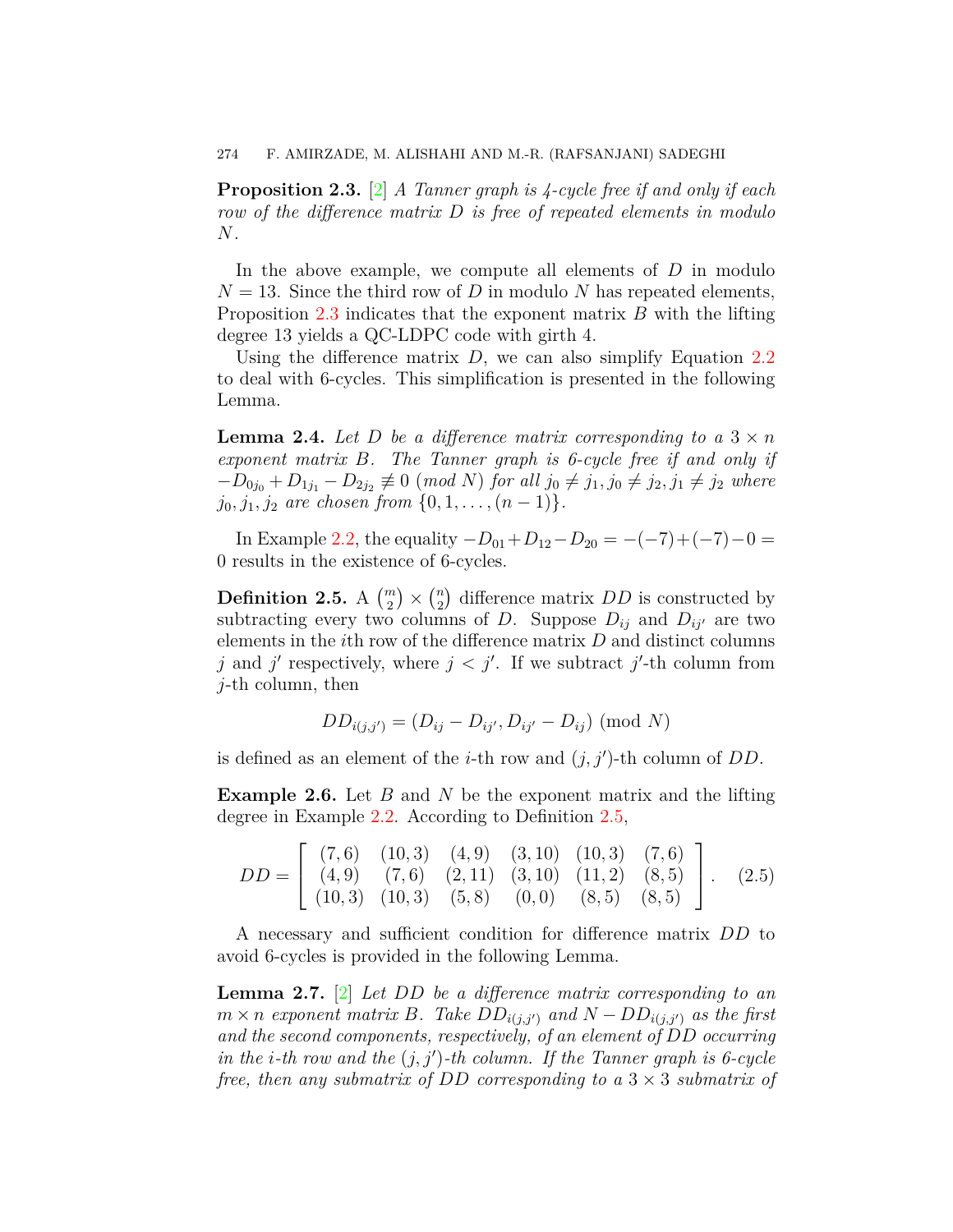**Proposition 2.3.** [2] *A Tanner graph is 4-cycle free if and only if each row of the difference matrix $D$ is free of repeated elements in modulo $N$.*

In the above example, we compute all elements of $D$ in modulo $N = 13$. Since the third row of $D$ in modulo $N$ has repeated elements, Proposition 2.3 indicates that the exponent matrix $B$ with the lifting degree 13 yields a QC-LDPC code with girth 4.

Using the difference matrix $D$, we can also simplify Equation 2.2 to deal with 6-cycles. This simplification is presented in the following Lemma.

**Lemma 2.4.** *Let $D$ be a difference matrix corresponding to a $3 \times n$ exponent matrix $B$. The Tanner graph is 6-cycle free if and only if $-D_{0j_0} + D_{1j_1} - D_{2j_2} \not\equiv 0 \pmod N$ for all $j_0 \neq j_1, j_0 \neq j_2, j_1 \neq j_2$ where $j_0, j_1, j_2$ are chosen from $\{0, 1, \ldots, (n-1)\}$.*

In Example 2.2, the equality $-D_{01} + D_{12} - D_{20} = -(-7) + (-7) - 0 = 0$ results in the existence of 6-cycles.

**Definition 2.5.** A $\binom{m}{2} \times \binom{n}{2}$ difference matrix $DD$ is constructed by subtracting every two columns of $D$. Suppose $D_{ij}$ and $D_{ij'}$ are two elements in the $i$th row of the difference matrix $D$ and distinct columns $j$ and $j'$ respectively, where $j < j'$. If we subtract $j'$-th column from $j$-th column, then

$$DD_{i(j,j')} = (D_{ij} - D_{ij'}, D_{ij'} - D_{ij}) \pmod N$$

is defined as an element of the $i$-th row and $(j, j')$-th column of $DD$.

**Example 2.6.** Let $B$ and $N$ be the exponent matrix and the lifting degree in Example 2.2. According to Definition 2.5,

$$DD = \begin{bmatrix} (7,6) & (10,3) & (4,9) & (3,10) & (10,3) & (7,6) \\ (4,9) & (7,6) & (2,11) & (3,10) & (11,2) & (8,5) \\ (10,3) & (10,3) & (5,8) & (0,0) & (8,5) & (8,5) \end{bmatrix}. \tag{2.5}$$

A necessary and sufficient condition for difference matrix $DD$ to avoid 6-cycles is provided in the following Lemma.

**Lemma 2.7.** [2] *Let $DD$ be a difference matrix corresponding to an $m \times n$ exponent matrix $B$. Take $DD_{i(j,j')}$ and $N - DD_{i(j,j')}$ as the first and the second components, respectively, of an element of $DD$ occurring in the $i$-th row and the $(j, j')$-th column. If the Tanner graph is 6-cycle free, then any submatrix of $DD$ corresponding to a $3 \times 3$ submatrix of*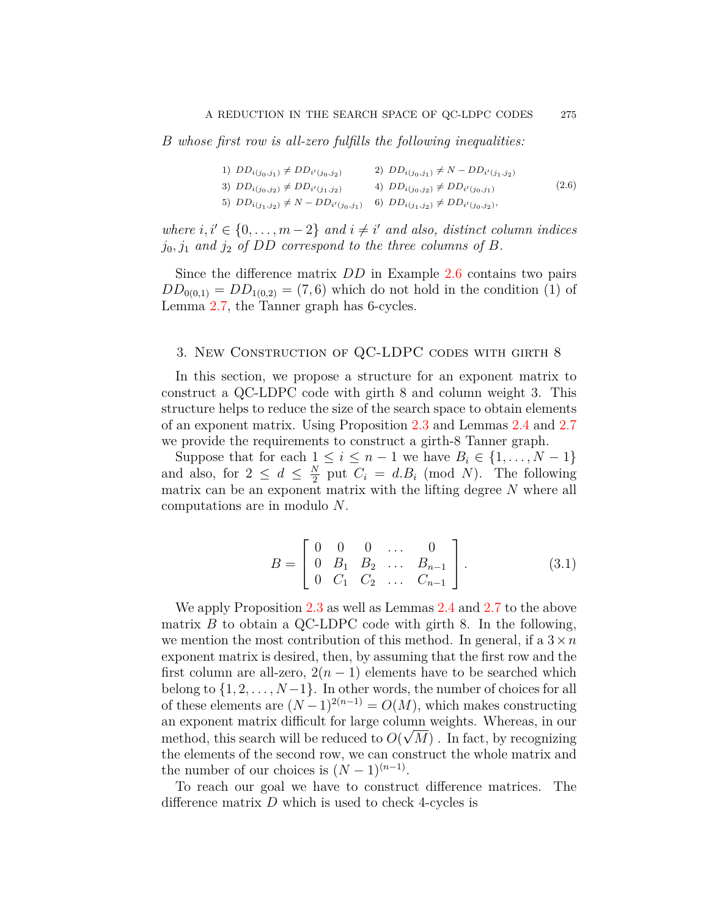*B whose first row is all-zero fulfills the following inequalities:*

$$
\begin{array}{ll}
1)\ DD_{i(j_0,j_1)} \neq DD_{i'(j_0,j_2)} & 2)\ DD_{i(j_0,j_1)} \neq N - DD_{i'(j_1,j_2)} \\
3)\ DD_{i(j_0,j_2)} \neq DD_{i'(j_1,j_2)} & 4)\ DD_{i(j_0,j_2)} \neq DD_{i'(j_0,j_1)} \\
5)\ DD_{i(j_1,j_2)} \neq N - DD_{i'(j_0,j_1)} & 6)\ DD_{i(j_1,j_2)} \neq DD_{i'(j_0,j_2)},
\end{array}
\tag{2.6}
$$

*where $i, i' \in \{0, \ldots, m-2\}$ and $i \neq i'$ and also, distinct column indices $j_0, j_1$ and $j_2$ of $DD$ correspond to the three columns of $B$.*

Since the difference matrix $DD$ in Example 2.6 contains two pairs $DD_{0(0,1)} = DD_{1(0,2)} = (7, 6)$ which do not hold in the condition (1) of Lemma 2.7, the Tanner graph has 6-cycles.

## 3. New Construction of QC-LDPC codes with girth 8

In this section, we propose a structure for an exponent matrix to construct a QC-LDPC code with girth 8 and column weight 3. This structure helps to reduce the size of the search space to obtain elements of an exponent matrix. Using Proposition 2.3 and Lemmas 2.4 and 2.7 we provide the requirements to construct a girth-8 Tanner graph.

Suppose that for each $1 \leq i \leq n-1$ we have $B_i \in \{1, \ldots, N-1\}$ and also, for $2 \leq d \leq \frac{N}{2}$ put $C_i = d.B_i \pmod N$. The following matrix can be an exponent matrix with the lifting degree $N$ where all computations are in modulo $N$.

$$
B = \begin{bmatrix} 0 & 0 & 0 & \ldots & 0 \\ 0 & B_1 & B_2 & \ldots & B_{n-1} \\ 0 & C_1 & C_2 & \ldots & C_{n-1} \end{bmatrix}. \tag{3.1}
$$

We apply Proposition 2.3 as well as Lemmas 2.4 and 2.7 to the above matrix $B$ to obtain a QC-LDPC code with girth 8. In the following, we mention the most contribution of this method. In general, if a $3 \times n$ exponent matrix is desired, then, by assuming that the first row and the first column are all-zero, $2(n-1)$ elements have to be searched which belong to $\{1, 2, \ldots, N-1\}$. In other words, the number of choices for all of these elements are $(N-1)^{2(n-1)} = O(M)$, which makes constructing an exponent matrix difficult for large column weights. Whereas, in our method, this search will be reduced to $O(\sqrt{M})$ . In fact, by recognizing the elements of the second row, we can construct the whole matrix and the number of our choices is $(N-1)^{(n-1)}$.

To reach our goal we have to construct difference matrices. The difference matrix $D$ which is used to check 4-cycles is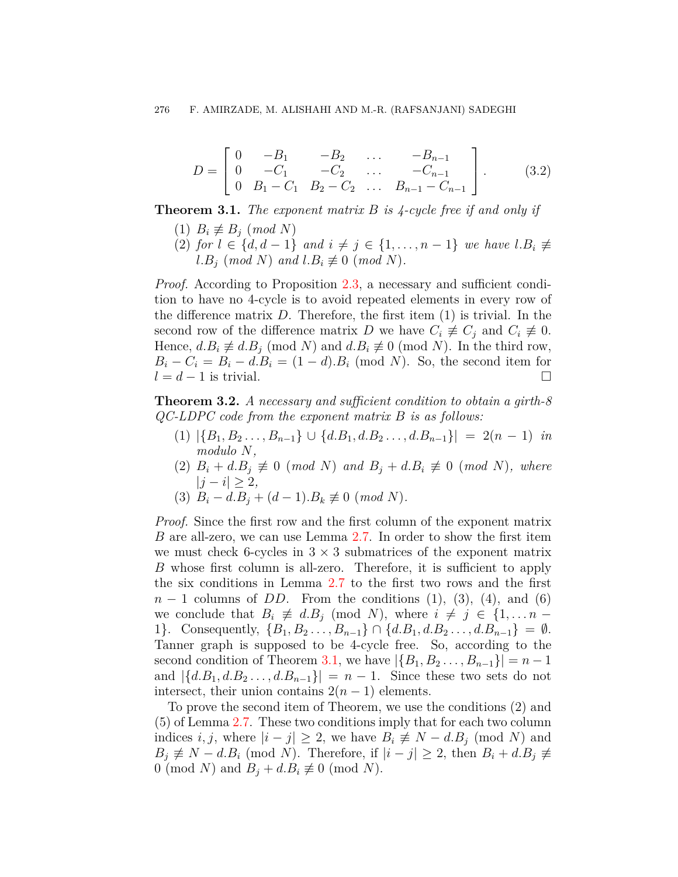$$D = \begin{bmatrix} 0 & -B_1 & -B_2 & \dots & -B_{n-1} \\ 0 & -C_1 & -C_2 & \dots & -C_{n-1} \\ 0 & B_1 - C_1 & B_2 - C_2 & \dots & B_{n-1} - C_{n-1} \end{bmatrix}. \tag{3.2}$$

**Theorem 3.1.** *The exponent matrix $B$ is 4-cycle free if and only if*

1. $B_i \not\equiv B_j$ *(mod $N$)*
2. *for $l \in \{d, d-1\}$ and $i \neq j \in \{1, \dots, n-1\}$ we have $l.B_i \not\equiv l.B_j$ (mod $N$) and $l.B_i \not\equiv 0$ (mod $N$).*

*Proof.* According to Proposition 2.3, a necessary and sufficient condition to have no 4-cycle is to avoid repeated elements in every row of the difference matrix $D$. Therefore, the first item (1) is trivial. In the second row of the difference matrix $D$ we have $C_i \not\equiv C_j$ and $C_i \not\equiv 0$. Hence, $d.B_i \not\equiv d.B_j$ (mod $N$) and $d.B_i \not\equiv 0$ (mod $N$). In the third row, $B_i - C_i = B_i - d.B_i = (1-d).B_i$ (mod $N$). So, the second item for $l = d-1$ is trivial. □

**Theorem 3.2.** *A necessary and sufficient condition to obtain a girth-8 QC-LDPC code from the exponent matrix $B$ is as follows:*

1. $|\{B_1, B_2 \dots, B_{n-1}\} \cup \{d.B_1, d.B_2 \dots, d.B_{n-1}\}| = 2(n-1)$ *in modulo $N$,*
2. $B_i + d.B_j \not\equiv 0$ *(mod $N$) and $B_j + d.B_i \not\equiv 0$ (mod $N$), where $|j - i| \geq 2$,*
3. $B_i - d.B_j + (d-1).B_k \not\equiv 0$ *(mod $N$).*

*Proof.* Since the first row and the first column of the exponent matrix $B$ are all-zero, we can use Lemma 2.7. In order to show the first item we must check 6-cycles in $3 \times 3$ submatrices of the exponent matrix $B$ whose first column is all-zero. Therefore, it is sufficient to apply the six conditions in Lemma 2.7 to the first two rows and the first $n-1$ columns of $DD$. From the conditions (1), (3), (4), and (6) we conclude that $B_i \not\equiv d.B_j$ (mod $N$), where $i \neq j \in \{1, \dots n-1\}$. Consequently, $\{B_1, B_2 \dots, B_{n-1}\} \cap \{d.B_1, d.B_2 \dots, d.B_{n-1}\} = \emptyset$. Tanner graph is supposed to be 4-cycle free. So, according to the second condition of Theorem 3.1, we have $|\{B_1, B_2 \dots, B_{n-1}\}| = n-1$ and $|\{d.B_1, d.B_2 \dots, d.B_{n-1}\}| = n-1$. Since these two sets do not intersect, their union contains $2(n-1)$ elements.

To prove the second item of Theorem, we use the conditions (2) and (5) of Lemma 2.7. These two conditions imply that for each two column indices $i, j$, where $|i - j| \geq 2$, we have $B_i \not\equiv N - d.B_j$ (mod $N$) and $B_j \not\equiv N - d.B_i$ (mod $N$). Therefore, if $|i - j| \geq 2$, then $B_i + d.B_j \not\equiv 0$ (mod $N$) and $B_j + d.B_i \not\equiv 0$ (mod $N$).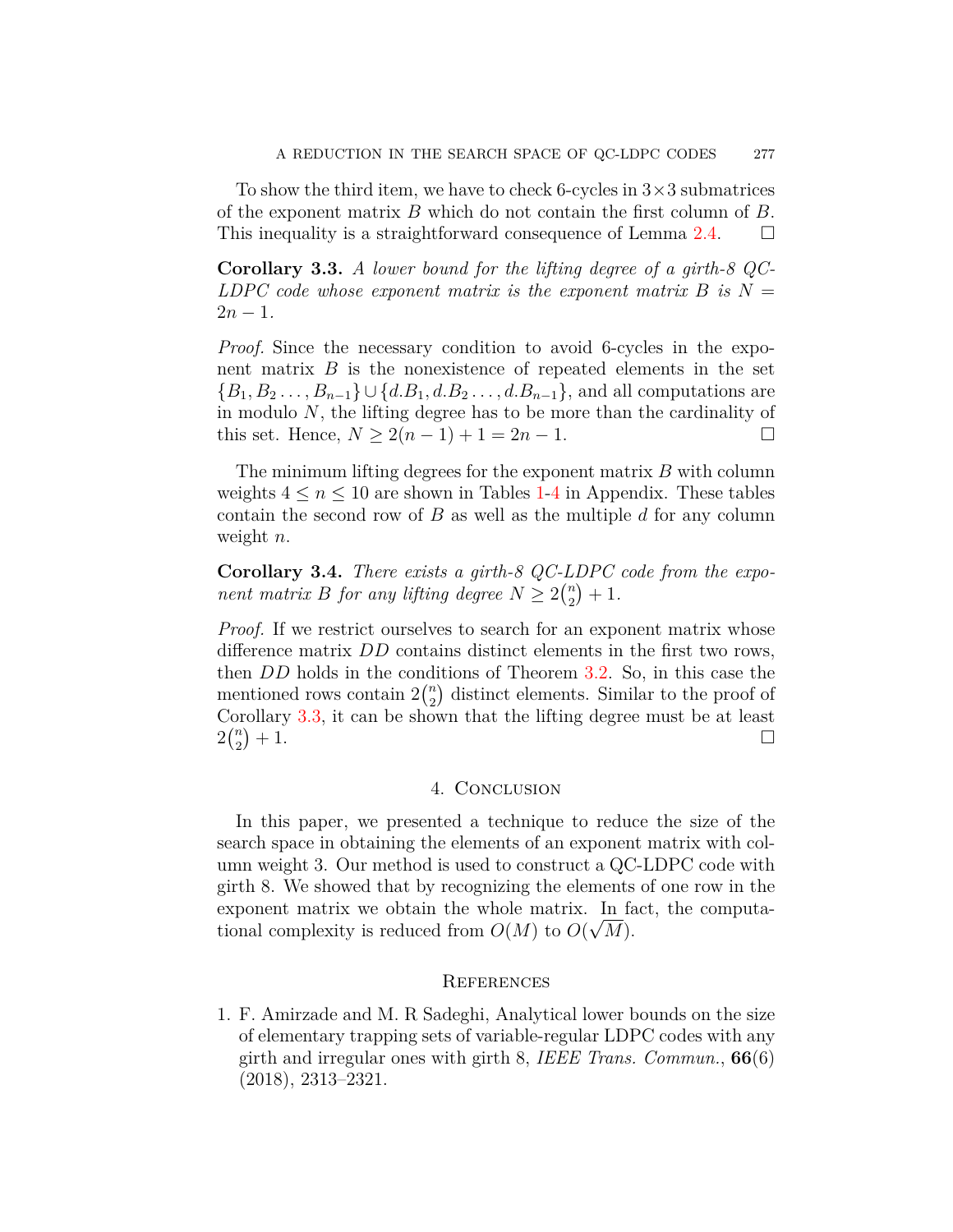To show the third item, we have to check 6-cycles in $3\times 3$ submatrices of the exponent matrix $B$ which do not contain the first column of $B$. This inequality is a straightforward consequence of Lemma 2.4. □

**Corollary 3.3.** *A lower bound for the lifting degree of a girth-8 QC-LDPC code whose exponent matrix is the exponent matrix $B$ is $N = 2n-1$.*

*Proof.* Since the necessary condition to avoid 6-cycles in the exponent matrix $B$ is the nonexistence of repeated elements in the set $\{B_1, B_2 \ldots, B_{n-1}\} \cup \{d.B_1, d.B_2 \ldots, d.B_{n-1}\}$, and all computations are in modulo $N$, the lifting degree has to be more than the cardinality of this set. Hence, $N \geq 2(n-1)+1 = 2n-1$. □

The minimum lifting degrees for the exponent matrix $B$ with column weights $4 \leq n \leq 10$ are shown in Tables 1-4 in Appendix. These tables contain the second row of $B$ as well as the multiple $d$ for any column weight $n$.

**Corollary 3.4.** *There exists a girth-8 QC-LDPC code from the exponent matrix $B$ for any lifting degree $N \geq 2\binom{n}{2}+1$.*

*Proof.* If we restrict ourselves to search for an exponent matrix whose difference matrix $DD$ contains distinct elements in the first two rows, then $DD$ holds in the conditions of Theorem 3.2. So, in this case the mentioned rows contain $2\binom{n}{2}$ distinct elements. Similar to the proof of Corollary 3.3, it can be shown that the lifting degree must be at least $2\binom{n}{2}+1$. □

## 4. Conclusion

In this paper, we presented a technique to reduce the size of the search space in obtaining the elements of an exponent matrix with column weight 3. Our method is used to construct a QC-LDPC code with girth 8. We showed that by recognizing the elements of one row in the exponent matrix we obtain the whole matrix. In fact, the computational complexity is reduced from $O(M)$ to $O(\sqrt{M})$.

## References

1. F. Amirzade and M. R Sadeghi, Analytical lower bounds on the size of elementary trapping sets of variable-regular LDPC codes with any girth and irregular ones with girth 8, *IEEE Trans. Commun.*, **66**(6) (2018), 2313–2321.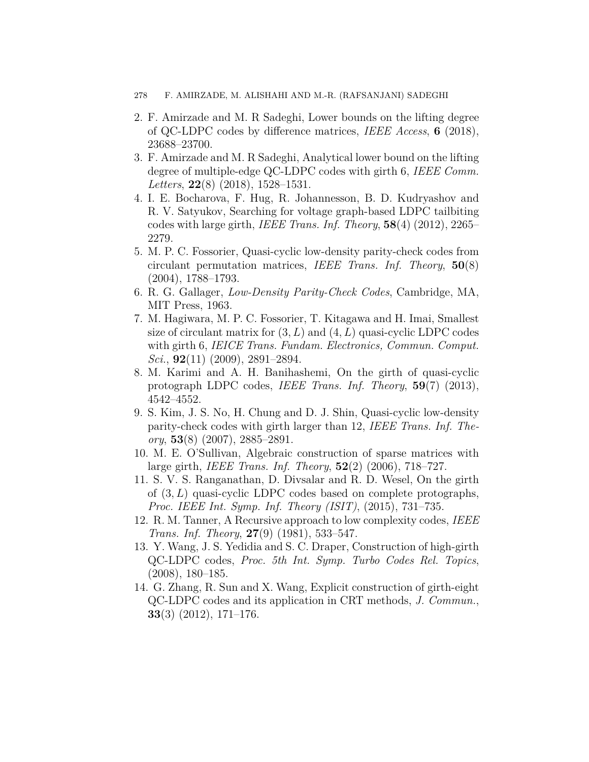2. F. Amirzade and M. R Sadeghi, Lower bounds on the lifting degree of QC-LDPC codes by difference matrices, *IEEE Access*, **6** (2018), 23688–23700.
3. F. Amirzade and M. R Sadeghi, Analytical lower bound on the lifting degree of multiple-edge QC-LDPC codes with girth 6, *IEEE Comm. Letters*, **22**(8) (2018), 1528–1531.
4. I. E. Bocharova, F. Hug, R. Johannesson, B. D. Kudryashov and R. V. Satyukov, Searching for voltage graph-based LDPC tailbiting codes with large girth, *IEEE Trans. Inf. Theory*, **58**(4) (2012), 2265–2279.
5. M. P. C. Fossorier, Quasi-cyclic low-density parity-check codes from circulant permutation matrices, *IEEE Trans. Inf. Theory*, **50**(8) (2004), 1788–1793.
6. R. G. Gallager, *Low-Density Parity-Check Codes*, Cambridge, MA, MIT Press, 1963.
7. M. Hagiwara, M. P. C. Fossorier, T. Kitagawa and H. Imai, Smallest size of circulant matrix for $(3, L)$ and $(4, L)$ quasi-cyclic LDPC codes with girth 6, *IEICE Trans. Fundam. Electronics, Commun. Comput. Sci.*, **92**(11) (2009), 2891–2894.
8. M. Karimi and A. H. Banihashemi, On the girth of quasi-cyclic protograph LDPC codes, *IEEE Trans. Inf. Theory*, **59**(7) (2013), 4542–4552.
9. S. Kim, J. S. No, H. Chung and D. J. Shin, Quasi-cyclic low-density parity-check codes with girth larger than 12, *IEEE Trans. Inf. Theory*, **53**(8) (2007), 2885–2891.
10. M. E. O'Sullivan, Algebraic construction of sparse matrices with large girth, *IEEE Trans. Inf. Theory*, **52**(2) (2006), 718–727.
11. S. V. S. Ranganathan, D. Divsalar and R. D. Wesel, On the girth of $(3, L)$ quasi-cyclic LDPC codes based on complete protographs, *Proc. IEEE Int. Symp. Inf. Theory (ISIT)*, (2015), 731–735.
12. R. M. Tanner, A Recursive approach to low complexity codes, *IEEE Trans. Inf. Theory*, **27**(9) (1981), 533–547.
13. Y. Wang, J. S. Yedidia and S. C. Draper, Construction of high-girth QC-LDPC codes, *Proc. 5th Int. Symp. Turbo Codes Rel. Topics*, (2008), 180–185.
14. G. Zhang, R. Sun and X. Wang, Explicit construction of girth-eight QC-LDPC codes and its application in CRT methods, *J. Commun.*, **33**(3) (2012), 171–176.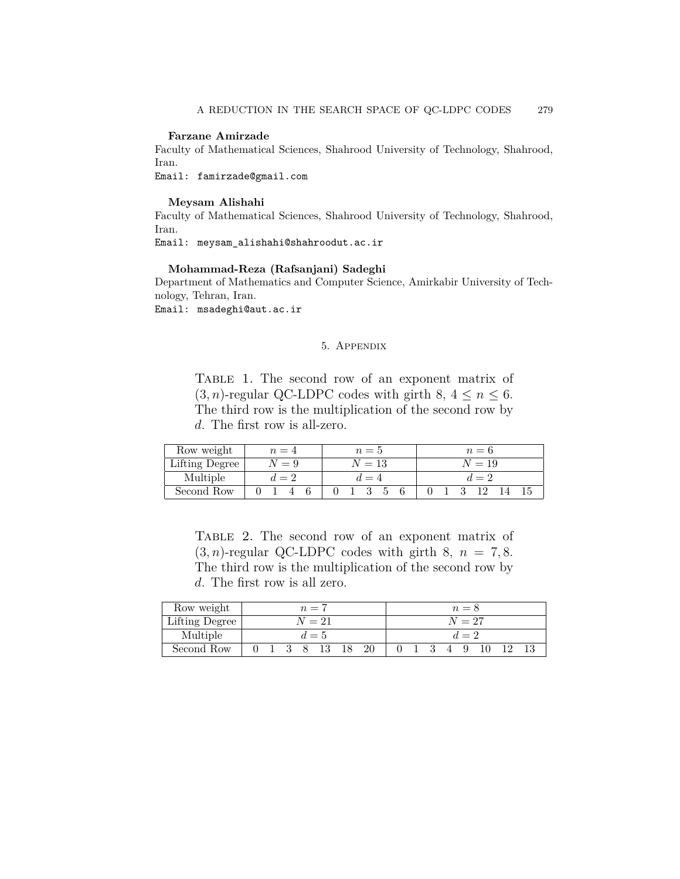**Farzane Amirzade**
Faculty of Mathematical Sciences, Shahrood University of Technology, Shahrood, Iran.
Email: famirzade@gmail.com

**Meysam Alishahi**
Faculty of Mathematical Sciences, Shahrood University of Technology, Shahrood, Iran.
Email: meysam_alishahi@shahroodut.ac.ir

**Mohammad-Reza (Rafsanjani) Sadeghi**
Department of Mathematics and Computer Science, Amirkabir University of Technology, Tehran, Iran.
Email: msadeghi@aut.ac.ir

## 5. Appendix

Table 1. The second row of an exponent matrix of $(3, n)$-regular QC-LDPC codes with girth 8, $4 \leq n \leq 6$. The third row is the multiplication of the second row by $d$. The first row is all-zero.

| Row weight | $n = 4$ | $n = 5$ | $n = 6$ |
|---|---|---|---|
| Lifting Degree | $N = 9$ | $N = 13$ | $N = 19$ |
| Multiple | $d = 2$ | $d = 4$ | $d = 2$ |
| Second Row | 0 1 4 6 | 0 1 3 5 6 | 0 1 3 12 14 15 |

Table 2. The second row of an exponent matrix of $(3, n)$-regular QC-LDPC codes with girth 8, $n = 7, 8$. The third row is the multiplication of the second row by $d$. The first row is all zero.

| Row weight | $n = 7$ | $n = 8$ |
|---|---|---|
| Lifting Degree | $N = 21$ | $N = 27$ |
| Multiple | $d = 5$ | $d = 2$ |
| Second Row | 0 1 3 8 13 18 20 | 0 1 3 4 9 10 12 13 |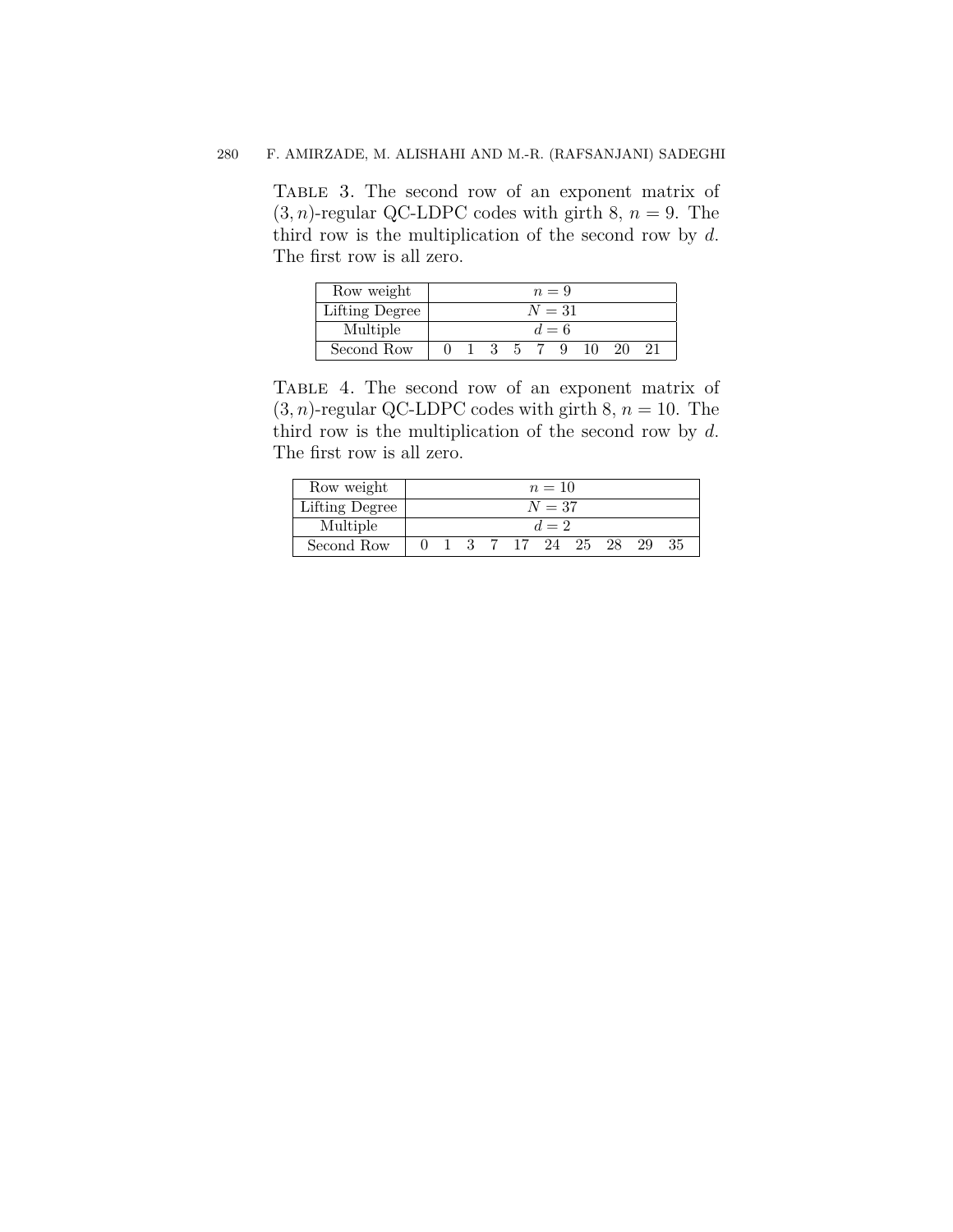Table 3. The second row of an exponent matrix of $(3, n)$-regular QC-LDPC codes with girth 8, $n = 9$. The third row is the multiplication of the second row by $d$. The first row is all zero.

| Row weight | $n = 9$ | | | | | | | | |
|---|---|---|---|---|---|---|---|---|---|
| Lifting Degree | $N = 31$ | | | | | | | | |
| Multiple | $d = 6$ | | | | | | | | |
| Second Row | 0 | 1 | 3 | 5 | 7 | 9 | 10 | 20 | 21 |

Table 4. The second row of an exponent matrix of $(3, n)$-regular QC-LDPC codes with girth 8, $n = 10$. The third row is the multiplication of the second row by $d$. The first row is all zero.

| Row weight | $n = 10$ | | | | | | | | | |
|---|---|---|---|---|---|---|---|---|---|---|
| Lifting Degree | $N = 37$ | | | | | | | | | |
| Multiple | $d = 2$ | | | | | | | | | |
| Second Row | 0 | 1 | 3 | 7 | 17 | 24 | 25 | 28 | 29 | 35 |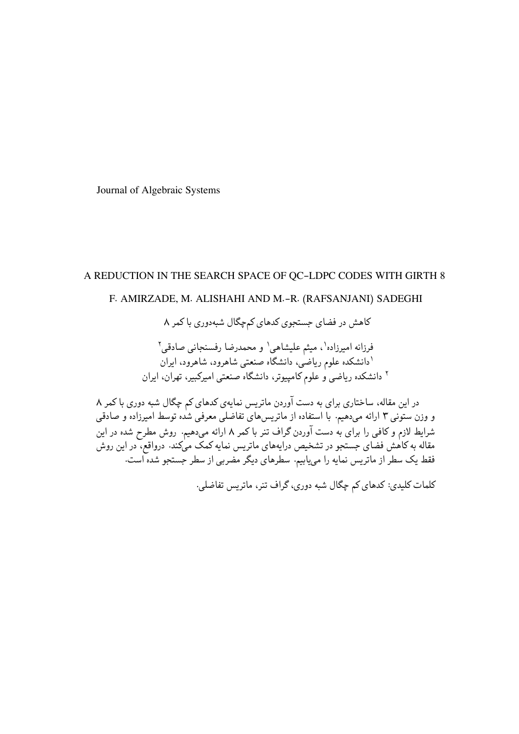Journal of Algebraic Systems

## A REDUCTION IN THE SEARCH SPACE OF QC-LDPC CODES WITH GIRTH 8

F. AMIRZADE, M. ALISHAHI AND M.-R. (RAFSANJANI) SADEGHI

کاهش در فضای جستجوی کدهای کم‌چگال شبه‌دوری با کمر ۸

فرزانه امیرزاده[۱]، میثم علیشاهی[۱] و محمدرضا رفسنجانی صادقی[۲]

[۱]دانشکده علوم ریاضی، دانشگاه صنعتی شاهرود، شاهرود، ایران

[۲] دانشکده ریاضی و علوم کامپیوتر، دانشگاه صنعتی امیرکبیر، تهران، ایران

در این مقاله، ساختاری برای به دست آوردن ماتریس نمایه‌ی کدهای کم چگال شبه دوری با کمر ۸ و وزن ستونی ۳ ارائه می‌دهیم. با استفاده از ماتریس‌های تفاضلی معرفی شده توسط امیرزاده و صادقی شرایط لازم و کافی را برای به دست آوردن گراف تنر با کمر ۸ ارائه می‌دهیم. روش مطرح شده در این مقاله به کاهش فضای جستجو در تشخیص درایه‌های ماتریس نمایه کمک می‌کند. درواقع، در این روش فقط یک سطر از ماتریس نمایه را می‌یابیم. سطرهای دیگر مضربی از سطر جستجو شده است.

کلمات کلیدی: کدهای کم چگال شبه دوری، گراف تنر، ماتریس تفاضلی.